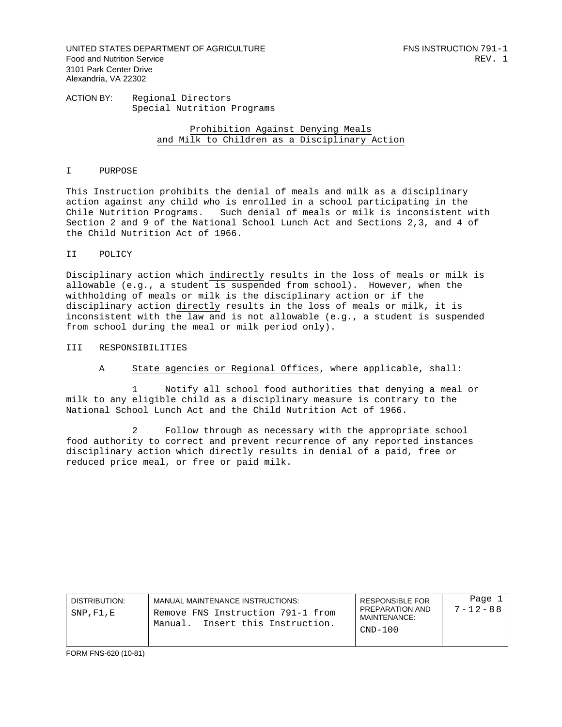UNITED STATES DEPARTMENT OF AGRICULTURE
Food and Nutrition Service
3101 Park Center Drive
Alexandria, VA 22302

FNS INSTRUCTION 791-1
REV. 1

ACTION BY: Regional Directors
Special Nutrition Programs

## Prohibition Against Denying Meals and Milk to Children as a Disciplinary Action

### I PURPOSE

This Instruction prohibits the denial of meals and milk as a disciplinary action against any child who is enrolled in a school participating in the Chile Nutrition Programs. Such denial of meals or milk is inconsistent with Section 2 and 9 of the National School Lunch Act and Sections 2,3, and 4 of the Child Nutrition Act of 1966.

### II POLICY

Disciplinary action which <u>indirectly</u> results in the loss of meals or milk is allowable (e.g., a student is suspended from school). However, when the withholding of meals or milk is the disciplinary action or if the disciplinary action <u>directly</u> results in the loss of meals or milk, it is inconsistent with the law and is not allowable (e.g., a student is suspended from school during the meal or milk period only).

### III RESPONSIBILITIES

A <u>State agencies or Regional Offices</u>, where applicable, shall:

1 Notify all school food authorities that denying a meal or milk to any eligible child as a disciplinary measure is contrary to the National School Lunch Act and the Child Nutrition Act of 1966.

2 Follow through as necessary with the appropriate school food authority to correct and prevent recurrence of any reported instances disciplinary action which directly results in denial of a paid, free or reduced price meal, or free or paid milk.

| DISTRIBUTION: | MANUAL MAINTENANCE INSTRUCTIONS: | RESPONSIBLE FOR PREPARATION AND MAINTENANCE: | |
|---|---|---|---|
| SNP,F1,E | Remove FNS Instruction 791-1 from Manual. Insert this Instruction. | CND-100 | 7-12-88 |

FORM FNS-620 (10-81)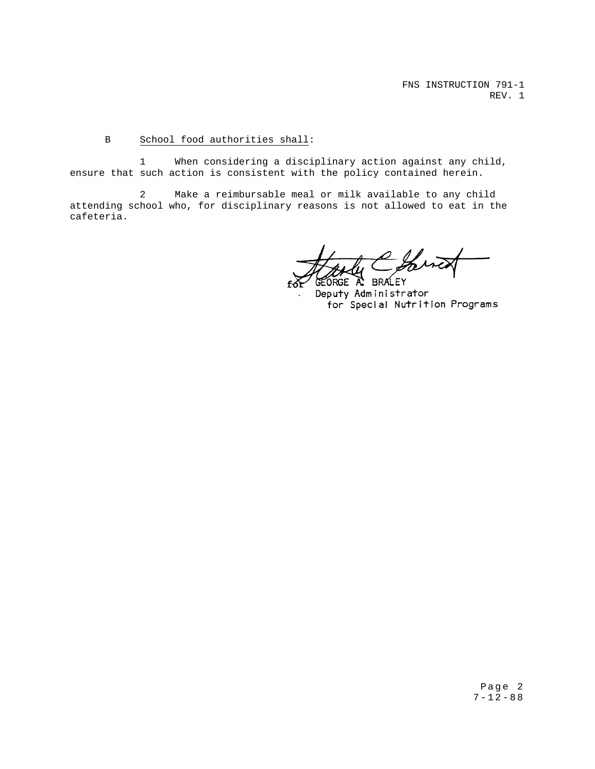B   <u>School food authorities shall</u>:

1   When considering a disciplinary action against any child, ensure that such action is consistent with the policy contained herein.

2   Make a reimbursable meal or milk available to any child attending school who, for disciplinary reasons is not allowed to eat in the cafeteria.

for GEORGE A. BRALEY  
Deputy Administrator  
for Special Nutrition Programs